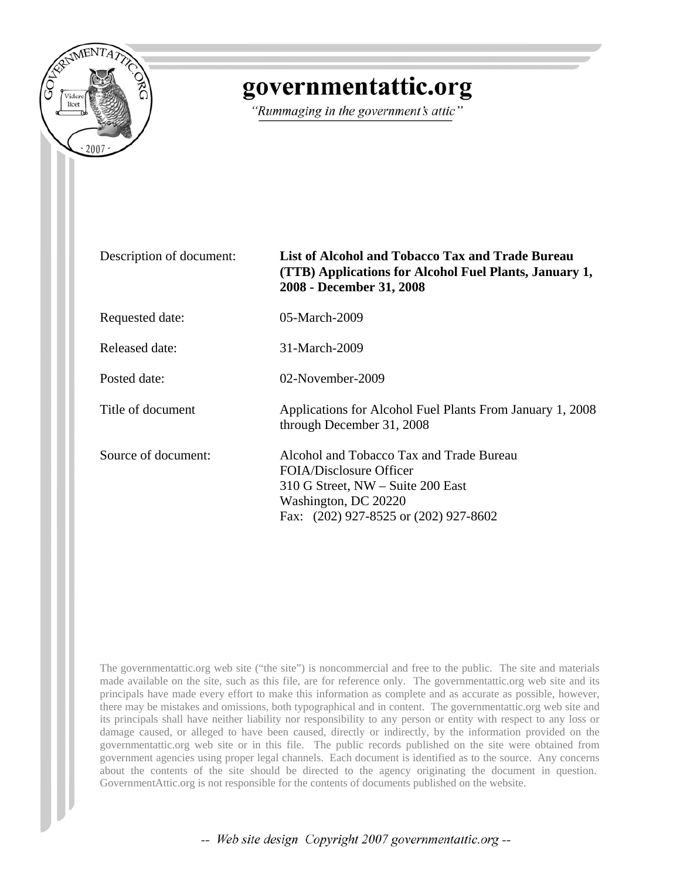# governmentattic.org

*"Rummaging in the government's attic"*

| | |
|---|---|
| Description of document: | **List of Alcohol and Tobacco Tax and Trade Bureau (TTB) Applications for Alcohol Fuel Plants, January 1, 2008 - December 31, 2008** |
| Requested date: | 05-March-2009 |
| Released date: | 31-March-2009 |
| Posted date: | 02-November-2009 |
| Title of document | Applications for Alcohol Fuel Plants From January 1, 2008 through December 31, 2008 |
| Source of document: | Alcohol and Tobacco Tax and Trade Bureau<br>FOIA/Disclosure Officer<br>310 G Street, NW – Suite 200 East<br>Washington, DC 20220<br>Fax: (202) 927-8525 or (202) 927-8602 |

The governmentattic.org web site ("the site") is noncommercial and free to the public. The site and materials made available on the site, such as this file, are for reference only. The governmentattic.org web site and its principals have made every effort to make this information as complete and as accurate as possible, however, there may be mistakes and omissions, both typographical and in content. The governmentattic.org web site and its principals shall have neither liability nor responsibility to any person or entity with respect to any loss or damage caused, or alleged to have been caused, directly or indirectly, by the information provided on the governmentattic.org web site or in this file. The public records published on the site were obtained from government agencies using proper legal channels. Each document is identified as to the source. Any concerns about the contents of the site should be directed to the agency originating the document in question. GovernmentAttic.org is not responsible for the contents of documents published on the website.

*-- Web site design Copyright 2007 governmentattic.org --*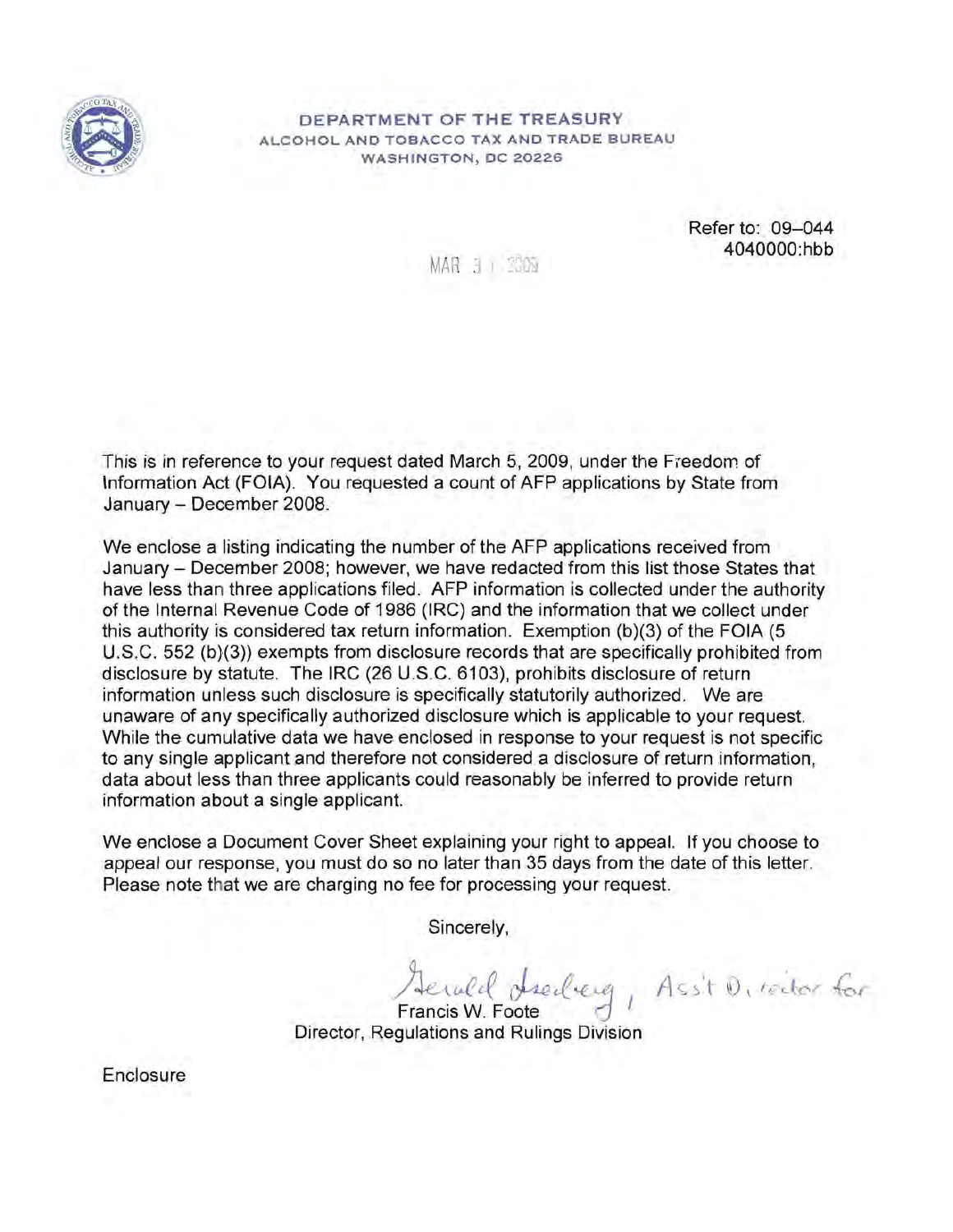DEPARTMENT OF THE TREASURY
ALCOHOL AND TOBACCO TAX AND TRADE BUREAU
WASHINGTON, DC 20226

Refer to: 09–044
4040000:hbb

MAR 31 2009

This is in reference to your request dated March 5, 2009, under the Freedom of Information Act (FOIA). You requested a count of AFP applications by State from January – December 2008.

We enclose a listing indicating the number of the AFP applications received from January – December 2008; however, we have redacted from this list those States that have less than three applications filed. AFP information is collected under the authority of the Internal Revenue Code of 1986 (IRC) and the information that we collect under this authority is considered tax return information. Exemption (b)(3) of the FOIA (5 U.S.C. 552 (b)(3)) exempts from disclosure records that are specifically prohibited from disclosure by statute. The IRC (26 U.S.C. 6103), prohibits disclosure of return information unless such disclosure is specifically statutorily authorized. We are unaware of any specifically authorized disclosure which is applicable to your request. While the cumulative data we have enclosed in response to your request is not specific to any single applicant and therefore not considered a disclosure of return information, data about less than three applicants could reasonably be inferred to provide return information about a single applicant.

We enclose a Document Cover Sheet explaining your right to appeal. If you choose to appeal our response, you must do so no later than 35 days from the date of this letter. Please note that we are charging no fee for processing your request.

Sincerely,

Gerald Isenberg, Ass't Director for
Francis W. Foote
Director, Regulations and Rulings Division

Enclosure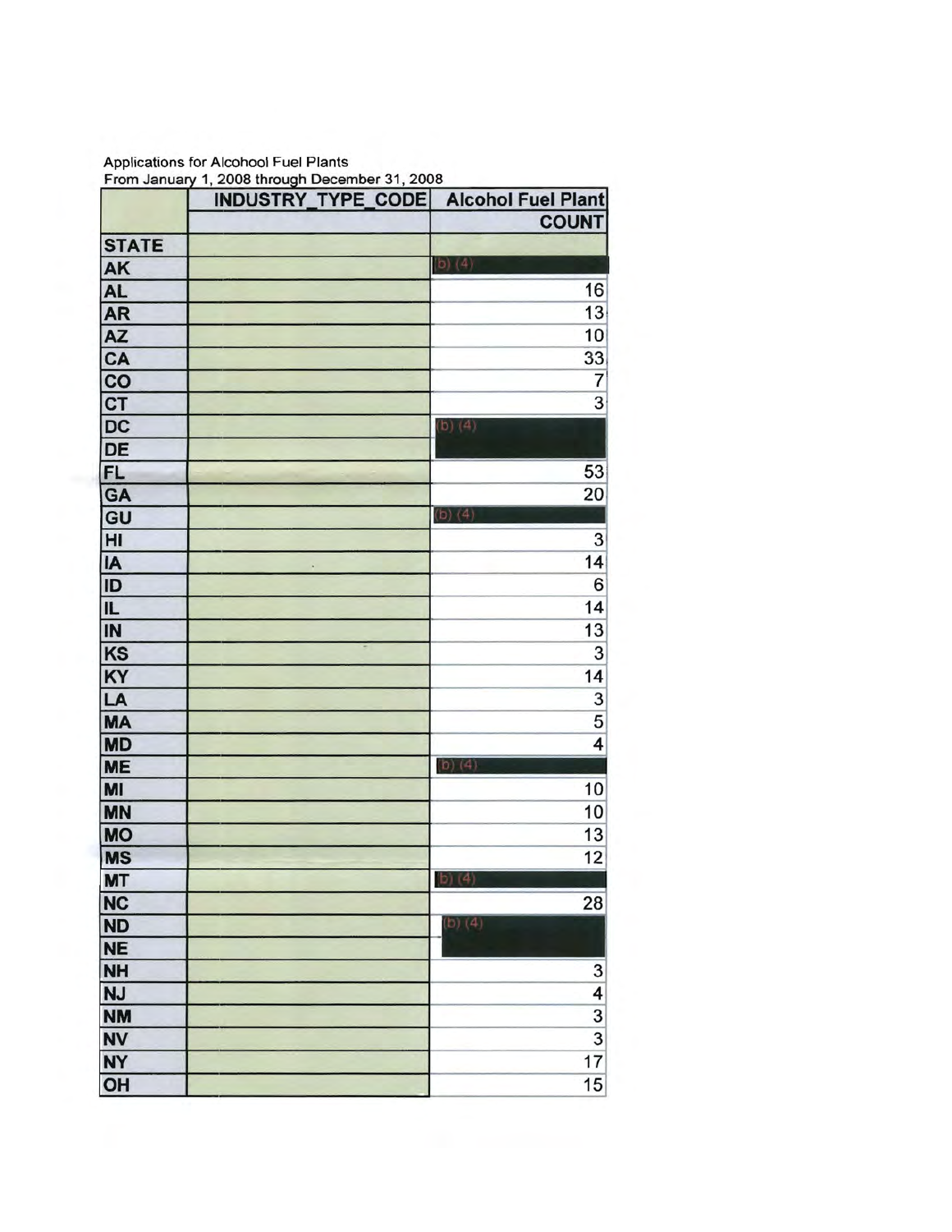Applications for Alcohol Fuel Plants
From January 1, 2008 through December 31, 2008

| | INDUSTRY_TYPE_CODE | Alcohol Fuel Plant |
|---|---|---|
| | | COUNT |
| STATE | | |
| AK | | (b) (4) |
| AL | | 16 |
| AR | | 13 |
| AZ | | 10 |
| CA | | 33 |
| CO | | 7 |
| CT | | 3 |
| DC | | (b) (4) |
| DE | | |
| FL | | 53 |
| GA | | 20 |
| GU | | (b) (4) |
| HI | | 3 |
| IA | | 14 |
| ID | | 6 |
| IL | | 14 |
| IN | | 13 |
| KS | | 3 |
| KY | | 14 |
| LA | | 3 |
| MA | | 5 |
| MD | | 4 |
| ME | | (b) (4) |
| MI | | 10 |
| MN | | 10 |
| MO | | 13 |
| MS | | 12 |
| MT | | (b) (4) |
| NC | | 28 |
| ND | | (b) (4) |
| NE | | |
| NH | | 3 |
| NJ | | 4 |
| NM | | 3 |
| NV | | 3 |
| NY | | 17 |
| OH | | 15 |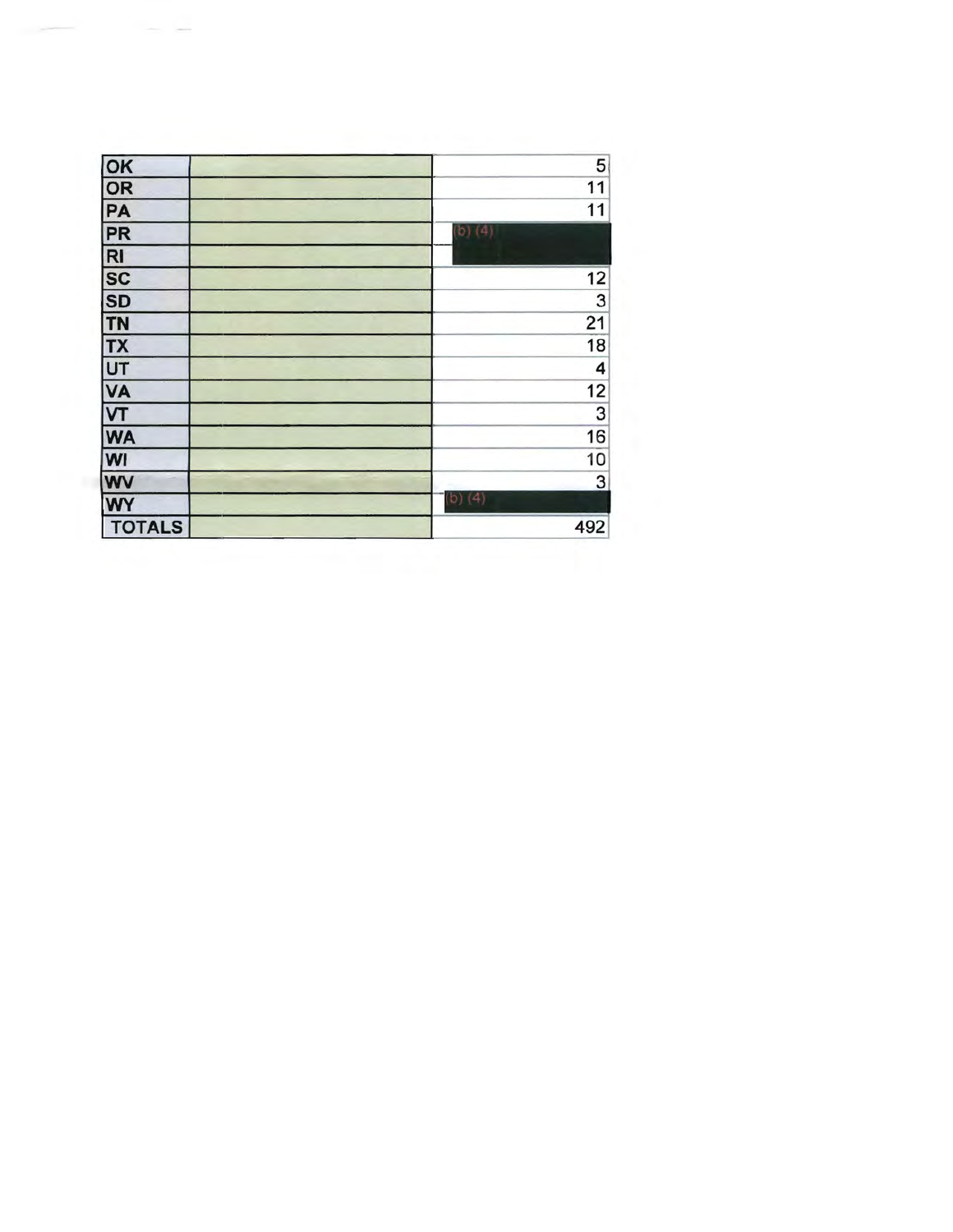| | | |
|---|---|---|
| OK | | 5 |
| OR | | 11 |
| PA | | 11 |
| PR | | (b) (4) |
| RI | | |
| SC | | 12 |
| SD | | 3 |
| TN | | 21 |
| TX | | 18 |
| UT | | 4 |
| VA | | 12 |
| VT | | 3 |
| WA | | 16 |
| WI | | 10 |
| WV | | 3 |
| WY | | (b) (4) |
| TOTALS | | 492 |